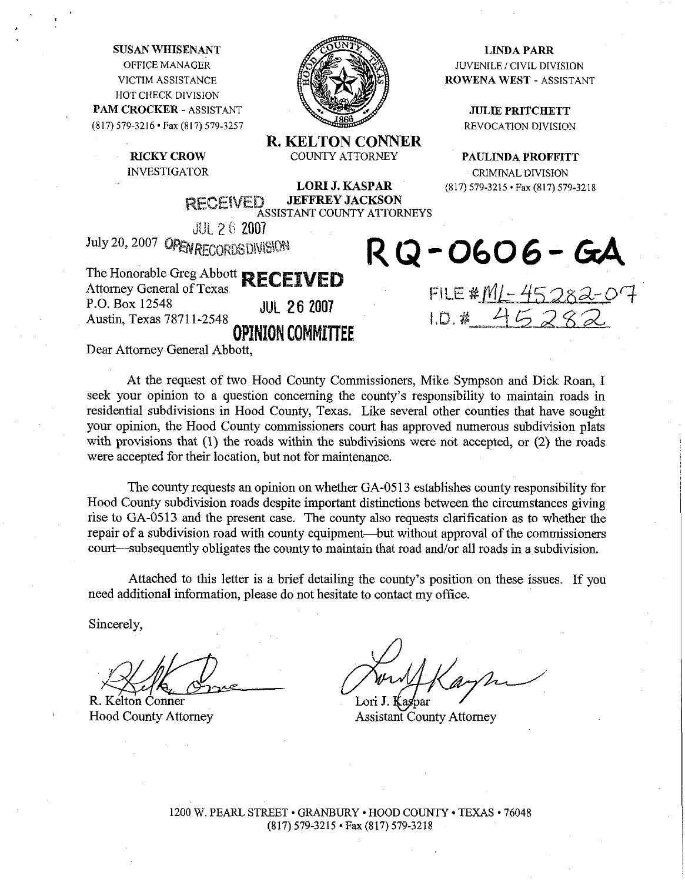**SUSAN WHISENANT**
OFFICE MANAGER
VICTIM ASSISTANCE
HOT CHECK DIVISION
**PAM CROCKER** - ASSISTANT
(817) 579-3216 • Fax (817) 579-3257

**RICKY CROW**
INVESTIGATOR

**R. KELTON CONNER**
COUNTY ATTORNEY

**LORI J. KASPAR**
**JEFFREY JACKSON**
ASSISTANT COUNTY ATTORNEYS

**LINDA PARR**
JUVENILE / CIVIL DIVISION
**ROWENA WEST** - ASSISTANT

**JULIE PRITCHETT**
REVOCATION DIVISION

**PAULINDA PROFFITT**
CRIMINAL DIVISION
(817) 579-3215 • Fax (817) 579-3218

RECEIVED
JUL 26 2007
OPEN RECORDS DIVISION

**RQ-0606-GA**

FILE # ML-45282-07
I.D. # 45282

July 20, 2007

RECEIVED
JUL 26 2007
OPINION COMMITTEE

The Honorable Greg Abbott
Attorney General of Texas
P.O. Box 12548
Austin, Texas 78711-2548

Dear Attorney General Abbott,

At the request of two Hood County Commissioners, Mike Sympson and Dick Roan, I seek your opinion to a question concerning the county's responsibility to maintain roads in residential subdivisions in Hood County, Texas. Like several other counties that have sought your opinion, the Hood County commissioners court has approved numerous subdivision plats with provisions that (1) the roads within the subdivisions were not accepted, or (2) the roads were accepted for their location, but not for maintenance.

The county requests an opinion on whether GA-0513 establishes county responsibility for Hood County subdivision roads despite important distinctions between the circumstances giving rise to GA-0513 and the present case. The county also requests clarification as to whether the repair of a subdivision road with county equipment—but without approval of the commissioners court—subsequently obligates the county to maintain that road and/or all roads in a subdivision.

Attached to this letter is a brief detailing the county's position on these issues. If you need additional information, please do not hesitate to contact my office.

Sincerely,

R. Kelton Conner
Hood County Attorney

Lori J. Kaspar
Assistant County Attorney

1200 W. PEARL STREET • GRANBURY • HOOD COUNTY • TEXAS • 76048
(817) 579-3215 • Fax (817) 579-3218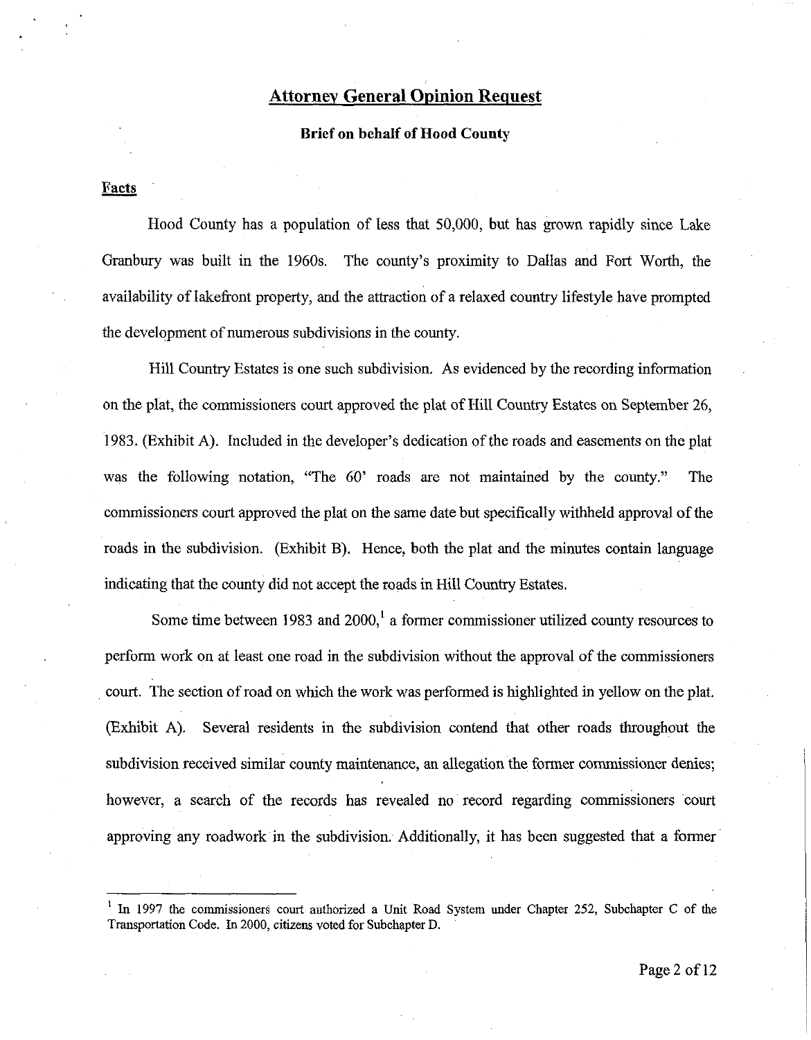# Attorney General Opinion Request

**Brief on behalf of Hood County**

## Facts

Hood County has a population of less that 50,000, but has grown rapidly since Lake Granbury was built in the 1960s. The county's proximity to Dallas and Fort Worth, the availability of lakefront property, and the attraction of a relaxed country lifestyle have prompted the development of numerous subdivisions in the county.

Hill Country Estates is one such subdivision. As evidenced by the recording information on the plat, the commissioners court approved the plat of Hill Country Estates on September 26, 1983. (Exhibit A). Included in the developer's dedication of the roads and easements on the plat was the following notation, "The 60' roads are not maintained by the county." The commissioners court approved the plat on the same date but specifically withheld approval of the roads in the subdivision. (Exhibit B). Hence, both the plat and the minutes contain language indicating that the county did not accept the roads in Hill Country Estates.

Some time between 1983 and 2000,[1] a former commissioner utilized county resources to perform work on at least one road in the subdivision without the approval of the commissioners court. The section of road on which the work was performed is highlighted in yellow on the plat. (Exhibit A). Several residents in the subdivision contend that other roads throughout the subdivision received similar county maintenance, an allegation the former commissioner denies; however, a search of the records has revealed no record regarding commissioners court approving any roadwork in the subdivision. Additionally, it has been suggested that a former

[1] In 1997 the commissioners court authorized a Unit Road System under Chapter 252, Subchapter C of the Transportation Code. In 2000, citizens voted for Subchapter D.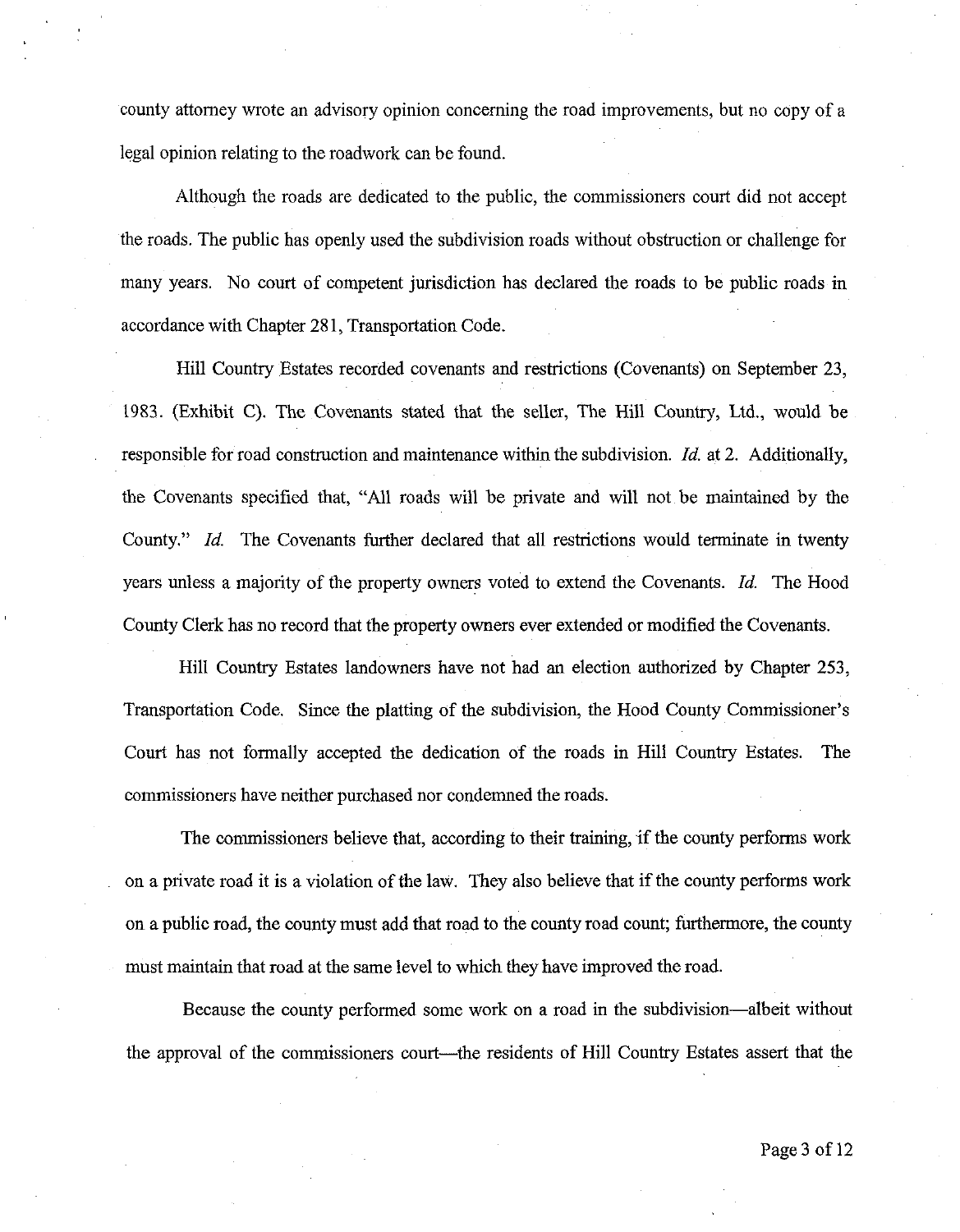county attorney wrote an advisory opinion concerning the road improvements, but no copy of a legal opinion relating to the roadwork can be found.

Although the roads are dedicated to the public, the commissioners court did not accept the roads. The public has openly used the subdivision roads without obstruction or challenge for many years. No court of competent jurisdiction has declared the roads to be public roads in accordance with Chapter 281, Transportation Code.

Hill Country Estates recorded covenants and restrictions (Covenants) on September 23, 1983. (Exhibit C). The Covenants stated that the seller, The Hill Country, Ltd., would be responsible for road construction and maintenance within the subdivision. *Id.* at 2. Additionally, the Covenants specified that, "All roads will be private and will not be maintained by the County." *Id.* The Covenants further declared that all restrictions would terminate in twenty years unless a majority of the property owners voted to extend the Covenants. *Id.* The Hood County Clerk has no record that the property owners ever extended or modified the Covenants.

Hill Country Estates landowners have not had an election authorized by Chapter 253, Transportation Code. Since the platting of the subdivision, the Hood County Commissioner's Court has not formally accepted the dedication of the roads in Hill Country Estates. The commissioners have neither purchased nor condemned the roads.

The commissioners believe that, according to their training, if the county performs work on a private road it is a violation of the law. They also believe that if the county performs work on a public road, the county must add that road to the county road count; furthermore, the county must maintain that road at the same level to which they have improved the road.

Because the county performed some work on a road in the subdivision—albeit without the approval of the commissioners court—the residents of Hill Country Estates assert that the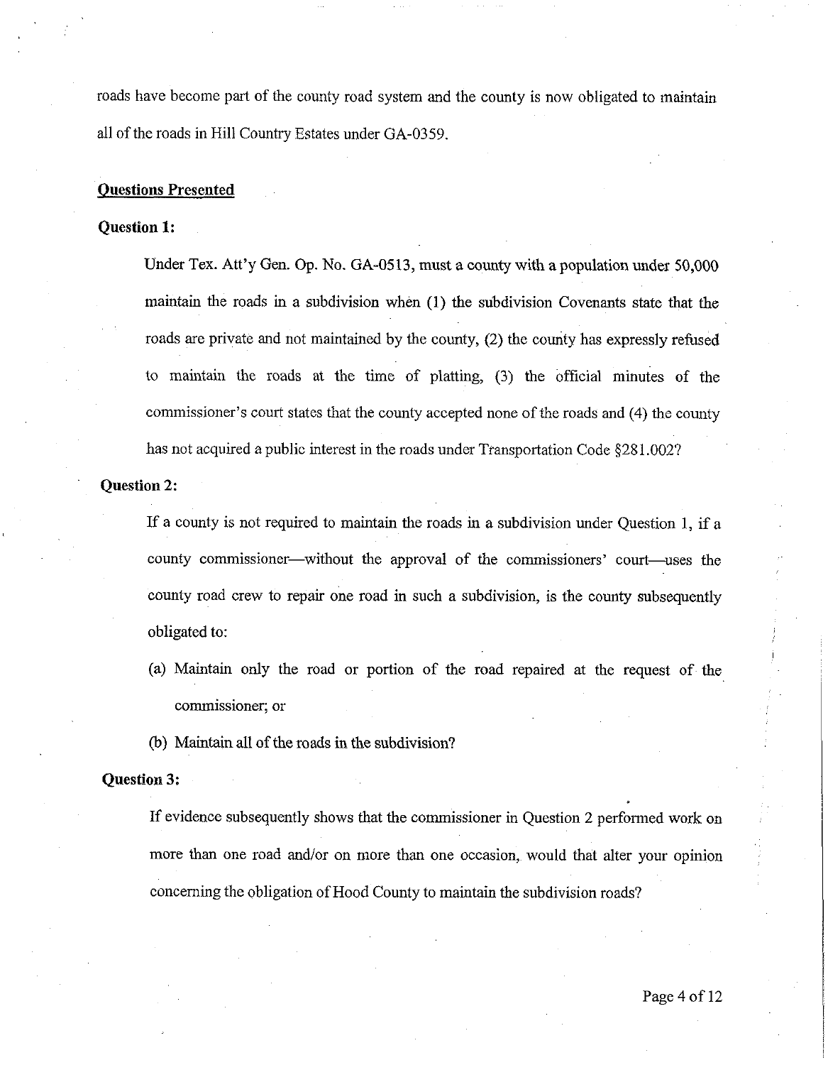roads have become part of the county road system and the county is now obligated to maintain all of the roads in Hill Country Estates under GA-0359.

## Questions Presented

**Question 1:**

Under Tex. Att'y Gen. Op. No. GA-0513, must a county with a population under 50,000 maintain the roads in a subdivision when (1) the subdivision Covenants state that the roads are private and not maintained by the county, (2) the county has expressly refused to maintain the roads at the time of platting, (3) the official minutes of the commissioner's court states that the county accepted none of the roads and (4) the county has not acquired a public interest in the roads under Transportation Code §281.002?

**Question 2:**

If a county is not required to maintain the roads in a subdivision under Question 1, if a county commissioner—without the approval of the commissioners' court—uses the county road crew to repair one road in such a subdivision, is the county subsequently obligated to:

(a) Maintain only the road or portion of the road repaired at the request of the commissioner; or

(b) Maintain all of the roads in the subdivision?

**Question 3:**

If evidence subsequently shows that the commissioner in Question 2 performed work on more than one road and/or on more than one occasion, would that alter your opinion concerning the obligation of Hood County to maintain the subdivision roads?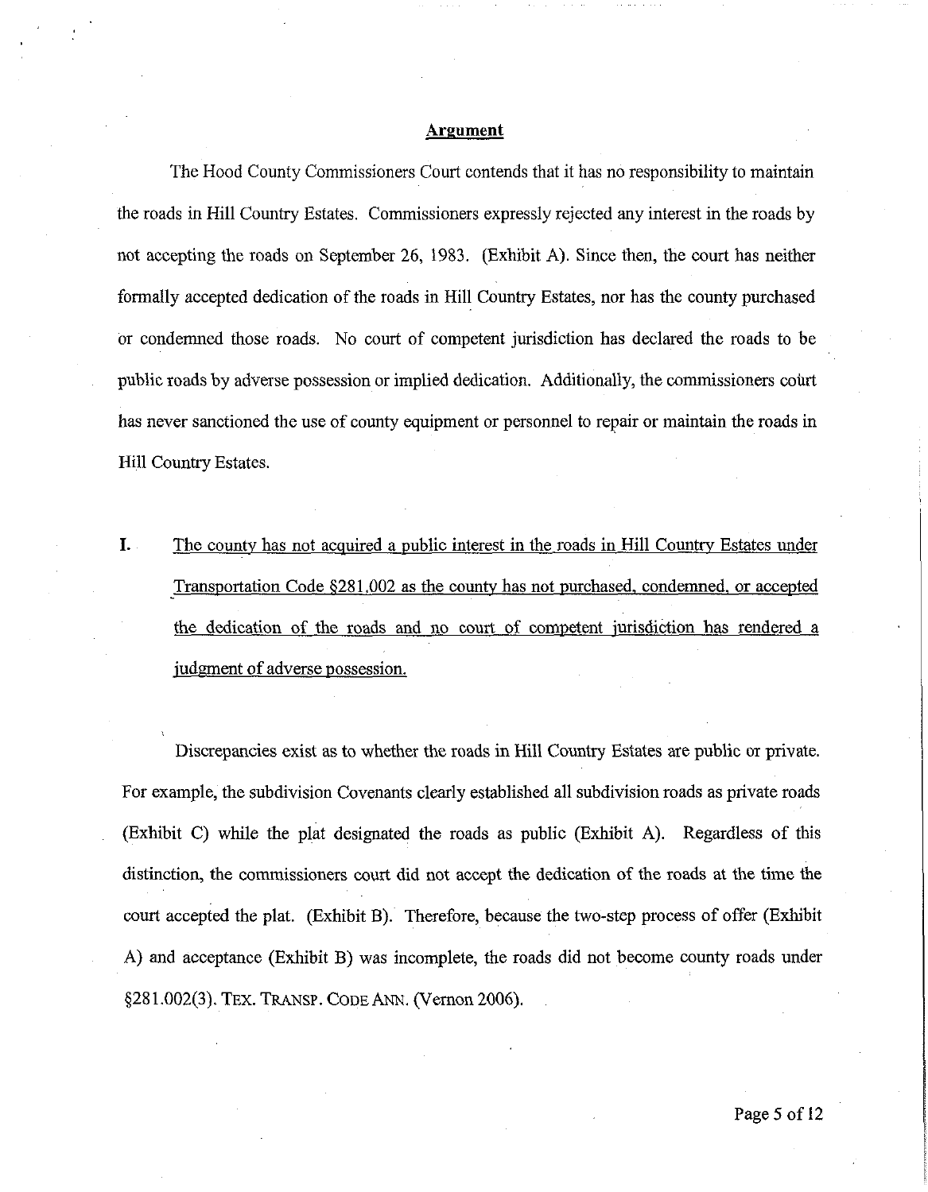## Argument

The Hood County Commissioners Court contends that it has no responsibility to maintain the roads in Hill Country Estates. Commissioners expressly rejected any interest in the roads by not accepting the roads on September 26, 1983. (Exhibit A). Since then, the court has neither formally accepted dedication of the roads in Hill Country Estates, nor has the county purchased or condemned those roads. No court of competent jurisdiction has declared the roads to be public roads by adverse possession or implied dedication. Additionally, the commissioners court has never sanctioned the use of county equipment or personnel to repair or maintain the roads in Hill Country Estates.

**I.** <u>The county has not acquired a public interest in the roads in Hill Country Estates under Transportation Code §281.002 as the county has not purchased, condemned, or accepted the dedication of the roads and no court of competent jurisdiction has rendered a judgment of adverse possession.</u>

Discrepancies exist as to whether the roads in Hill Country Estates are public or private. For example, the subdivision Covenants clearly established all subdivision roads as private roads (Exhibit C) while the plat designated the roads as public (Exhibit A). Regardless of this distinction, the commissioners court did not accept the dedication of the roads at the time the court accepted the plat. (Exhibit B). Therefore, because the two-step process of offer (Exhibit A) and acceptance (Exhibit B) was incomplete, the roads did not become county roads under §281.002(3). TEX. TRANSP. CODE ANN. (Vernon 2006).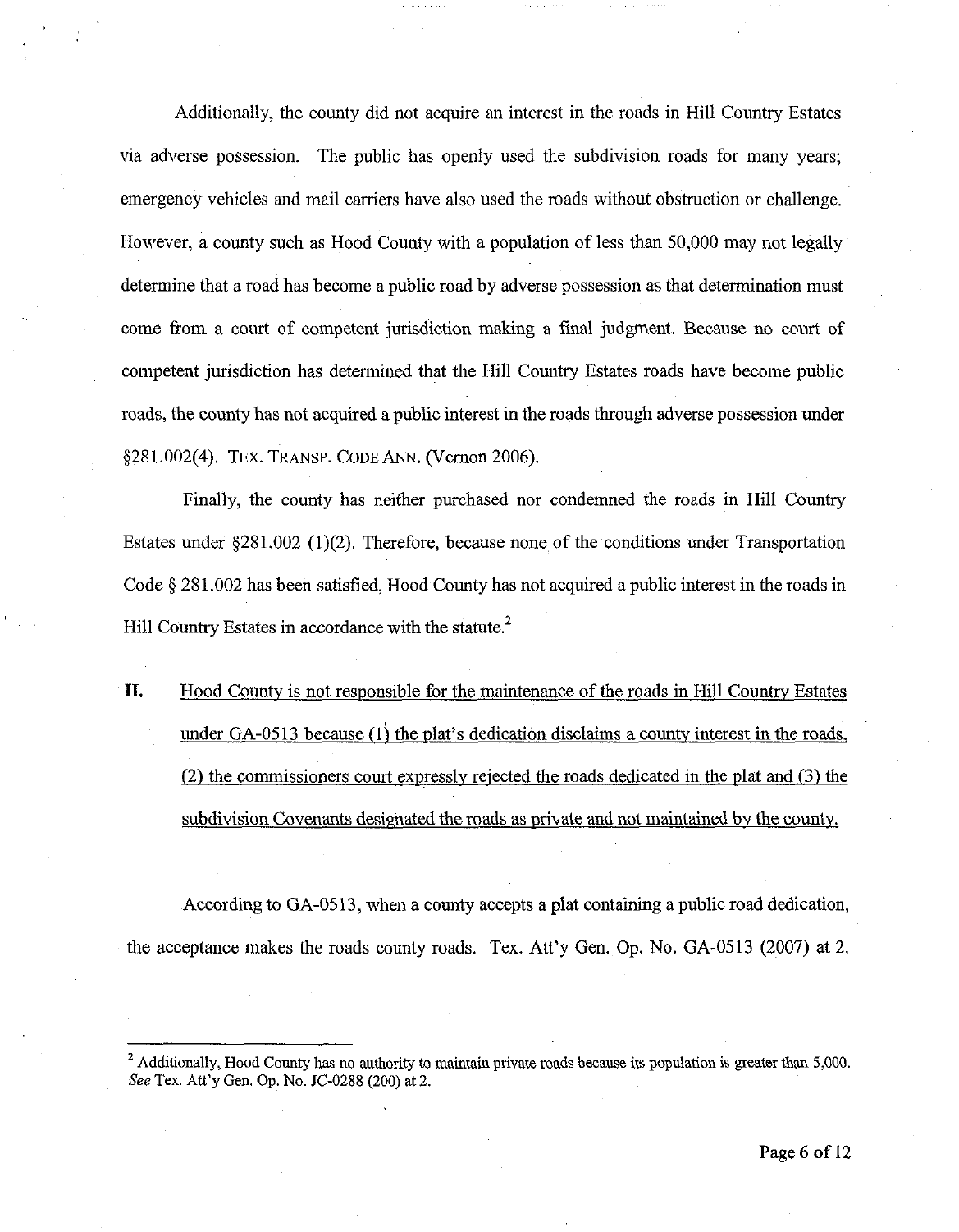Additionally, the county did not acquire an interest in the roads in Hill Country Estates via adverse possession. The public has openly used the subdivision roads for many years; emergency vehicles and mail carriers have also used the roads without obstruction or challenge. However, a county such as Hood County with a population of less than 50,000 may not legally determine that a road has become a public road by adverse possession as that determination must come from a court of competent jurisdiction making a final judgment. Because no court of competent jurisdiction has determined that the Hill Country Estates roads have become public roads, the county has not acquired a public interest in the roads through adverse possession under §281.002(4). TEX. TRANSP. CODE ANN. (Vernon 2006).

Finally, the county has neither purchased nor condemned the roads in Hill Country Estates under §281.002 (1)(2). Therefore, because none of the conditions under Transportation Code § 281.002 has been satisfied, Hood County has not acquired a public interest in the roads in Hill Country Estates in accordance with the statute.[2]

**II.** <u>Hood County is not responsible for the maintenance of the roads in Hill Country Estates under GA-0513 because (1) the plat's dedication disclaims a county interest in the roads, (2) the commissioners court expressly rejected the roads dedicated in the plat and (3) the subdivision Covenants designated the roads as private and not maintained by the county.</u>

According to GA-0513, when a county accepts a plat containing a public road dedication, the acceptance makes the roads county roads. Tex. Att'y Gen. Op. No. GA-0513 (2007) at 2.

---

[2] Additionally, Hood County has no authority to maintain private roads because its population is greater than 5,000. *See* Tex. Att'y Gen. Op. No. JC-0288 (200) at 2.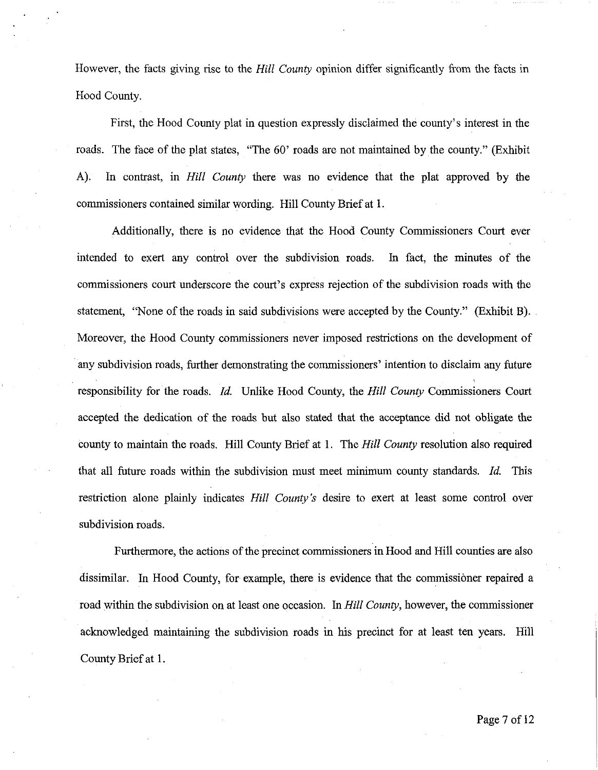However, the facts giving rise to the *Hill County* opinion differ significantly from the facts in Hood County.

First, the Hood County plat in question expressly disclaimed the county's interest in the roads. The face of the plat states, "The 60' roads are not maintained by the county." (Exhibit A). In contrast, in *Hill County* there was no evidence that the plat approved by the commissioners contained similar wording. Hill County Brief at 1.

Additionally, there is no evidence that the Hood County Commissioners Court ever intended to exert any control over the subdivision roads. In fact, the minutes of the commissioners court underscore the court's express rejection of the subdivision roads with the statement, "None of the roads in said subdivisions were accepted by the County." (Exhibit B). Moreover, the Hood County commissioners never imposed restrictions on the development of any subdivision roads, further demonstrating the commissioners' intention to disclaim any future responsibility for the roads. *Id.* Unlike Hood County, the *Hill County* Commissioners Court accepted the dedication of the roads but also stated that the acceptance did not obligate the county to maintain the roads. Hill County Brief at 1. The *Hill County* resolution also required that all future roads within the subdivision must meet minimum county standards. *Id.* This restriction alone plainly indicates *Hill County's* desire to exert at least some control over subdivision roads.

Furthermore, the actions of the precinct commissioners in Hood and Hill counties are also dissimilar. In Hood County, for example, there is evidence that the commissioner repaired a road within the subdivision on at least one occasion. In *Hill County*, however, the commissioner acknowledged maintaining the subdivision roads in his precinct for at least ten years. Hill County Brief at 1.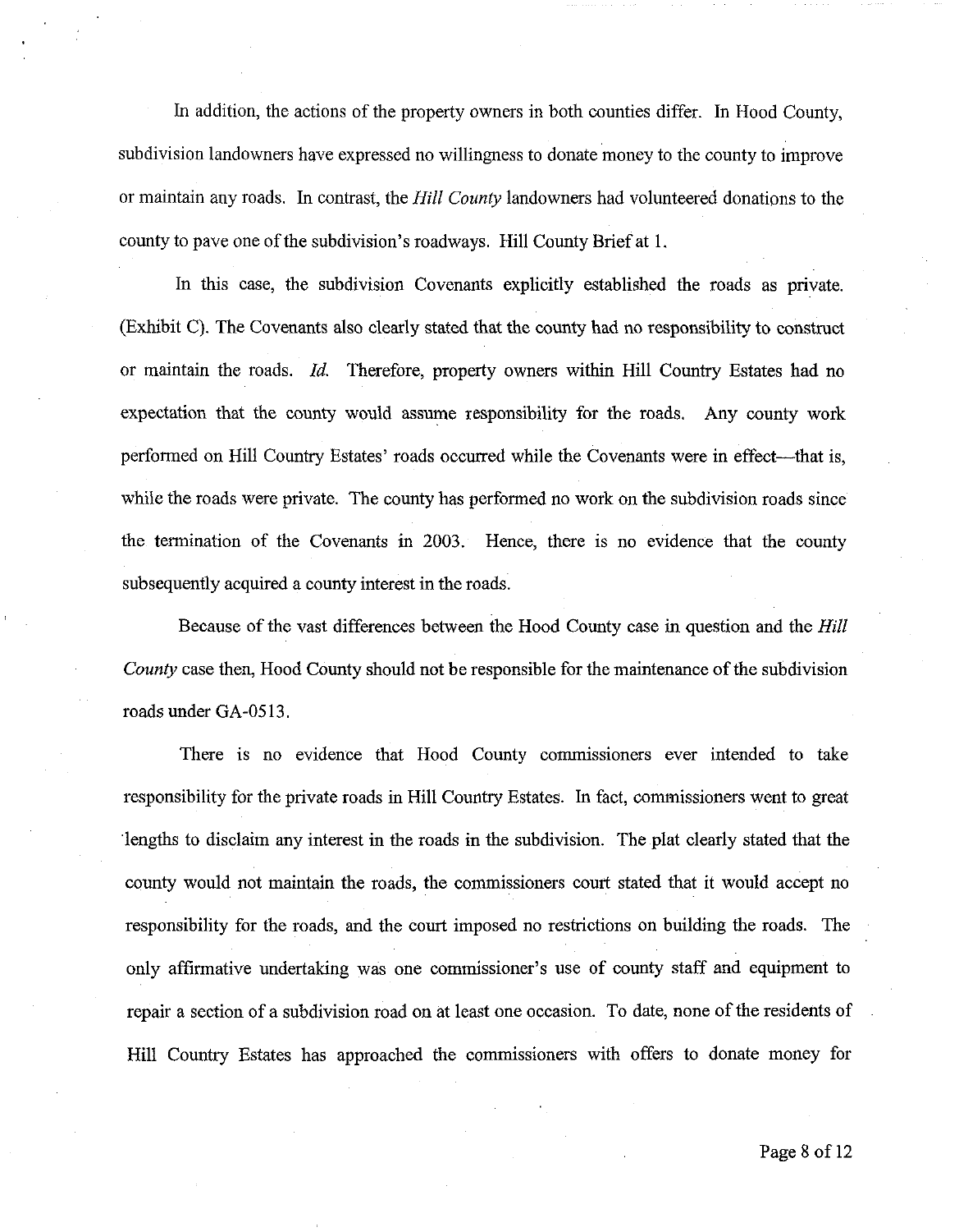In addition, the actions of the property owners in both counties differ. In Hood County, subdivision landowners have expressed no willingness to donate money to the county to improve or maintain any roads. In contrast, the *Hill County* landowners had volunteered donations to the county to pave one of the subdivision's roadways. Hill County Brief at 1.

In this case, the subdivision Covenants explicitly established the roads as private. (Exhibit C). The Covenants also clearly stated that the county had no responsibility to construct or maintain the roads. *Id.* Therefore, property owners within Hill Country Estates had no expectation that the county would assume responsibility for the roads. Any county work performed on Hill Country Estates' roads occurred while the Covenants were in effect—that is, while the roads were private. The county has performed no work on the subdivision roads since the termination of the Covenants in 2003. Hence, there is no evidence that the county subsequently acquired a county interest in the roads.

Because of the vast differences between the Hood County case in question and the *Hill County* case then, Hood County should not be responsible for the maintenance of the subdivision roads under GA-0513.

There is no evidence that Hood County commissioners ever intended to take responsibility for the private roads in Hill Country Estates. In fact, commissioners went to great lengths to disclaim any interest in the roads in the subdivision. The plat clearly stated that the county would not maintain the roads, the commissioners court stated that it would accept no responsibility for the roads, and the court imposed no restrictions on building the roads. The only affirmative undertaking was one commissioner's use of county staff and equipment to repair a section of a subdivision road on at least one occasion. To date, none of the residents of Hill Country Estates has approached the commissioners with offers to donate money for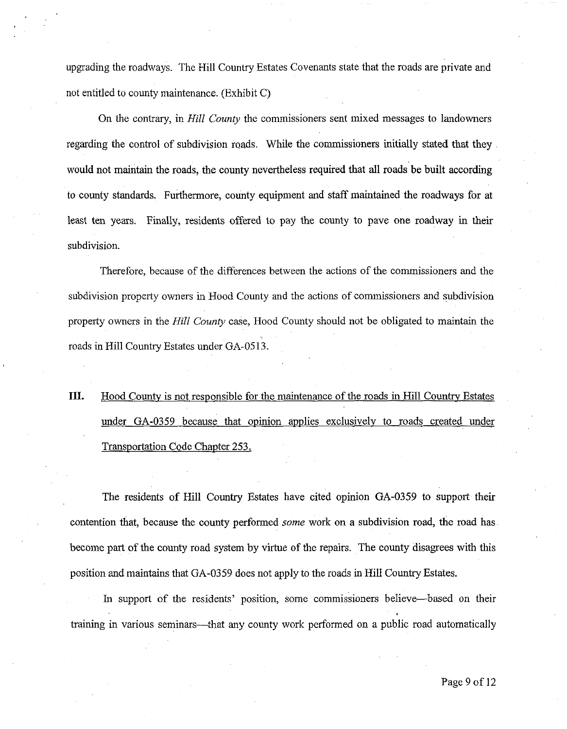upgrading the roadways. The Hill Country Estates Covenants state that the roads are private and not entitled to county maintenance. (Exhibit C)

On the contrary, in *Hill County* the commissioners sent mixed messages to landowners regarding the control of subdivision roads. While the commissioners initially stated that they would not maintain the roads, the county nevertheless required that all roads be built according to county standards. Furthermore, county equipment and staff maintained the roadways for at least ten years. Finally, residents offered to pay the county to pave one roadway in their subdivision.

Therefore, because of the differences between the actions of the commissioners and the subdivision property owners in Hood County and the actions of commissioners and subdivision property owners in the *Hill County* case, Hood County should not be obligated to maintain the roads in Hill Country Estates under GA-0513.

**III.** <u>Hood County is not responsible for the maintenance of the roads in Hill Country Estates under GA-0359 because that opinion applies exclusively to roads created under Transportation Code Chapter 253.</u>

The residents of Hill Country Estates have cited opinion GA-0359 to support their contention that, because the county performed *some* work on a subdivision road, the road has become part of the county road system by virtue of the repairs. The county disagrees with this position and maintains that GA-0359 does not apply to the roads in Hill Country Estates.

In support of the residents' position, some commissioners believe—based on their training in various seminars—that any county work performed on a public road automatically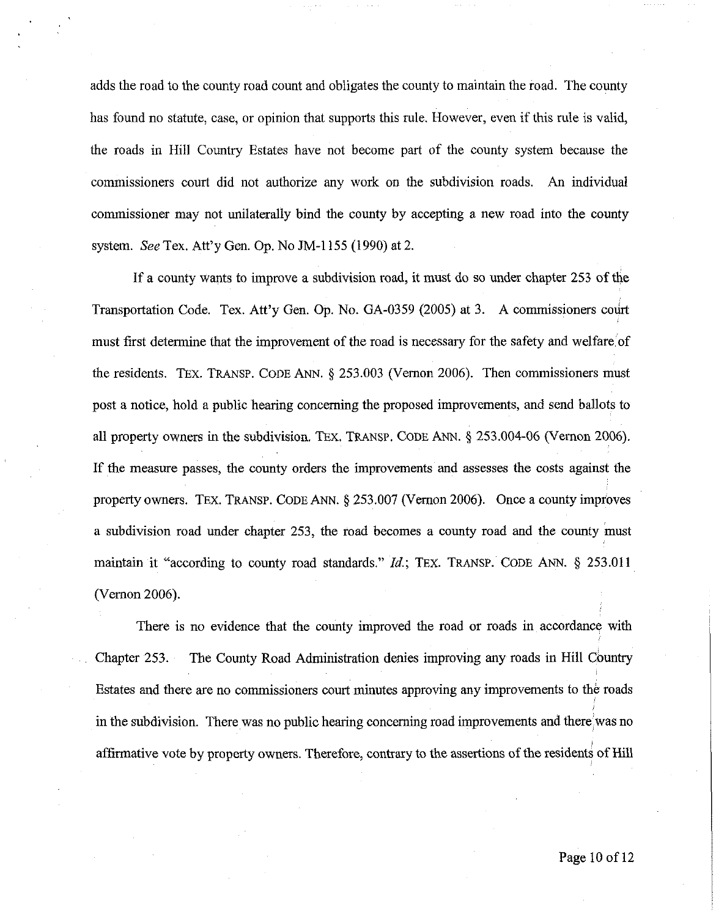adds the road to the county road count and obligates the county to maintain the road. The county has found no statute, case, or opinion that supports this rule. However, even if this rule is valid, the roads in Hill Country Estates have not become part of the county system because the commissioners court did not authorize any work on the subdivision roads. An individual commissioner may not unilaterally bind the county by accepting a new road into the county system. *See* Tex. Att'y Gen. Op. No JM-1155 (1990) at 2.

If a county wants to improve a subdivision road, it must do so under chapter 253 of the Transportation Code. Tex. Att'y Gen. Op. No. GA-0359 (2005) at 3. A commissioners court must first determine that the improvement of the road is necessary for the safety and welfare of the residents. TEX. TRANSP. CODE ANN. § 253.003 (Vernon 2006). Then commissioners must post a notice, hold a public hearing concerning the proposed improvements, and send ballots to all property owners in the subdivision. TEX. TRANSP. CODE ANN. § 253.004-06 (Vernon 2006). If the measure passes, the county orders the improvements and assesses the costs against the property owners. TEX. TRANSP. CODE ANN. § 253.007 (Vernon 2006). Once a county improves a subdivision road under chapter 253, the road becomes a county road and the county must maintain it "according to county road standards." *Id.*; TEX. TRANSP. CODE ANN. § 253.011 (Vernon 2006).

There is no evidence that the county improved the road or roads in accordance with Chapter 253. The County Road Administration denies improving any roads in Hill Country Estates and there are no commissioners court minutes approving any improvements to the roads in the subdivision. There was no public hearing concerning road improvements and there was no affirmative vote by property owners. Therefore, contrary to the assertions of the residents of Hill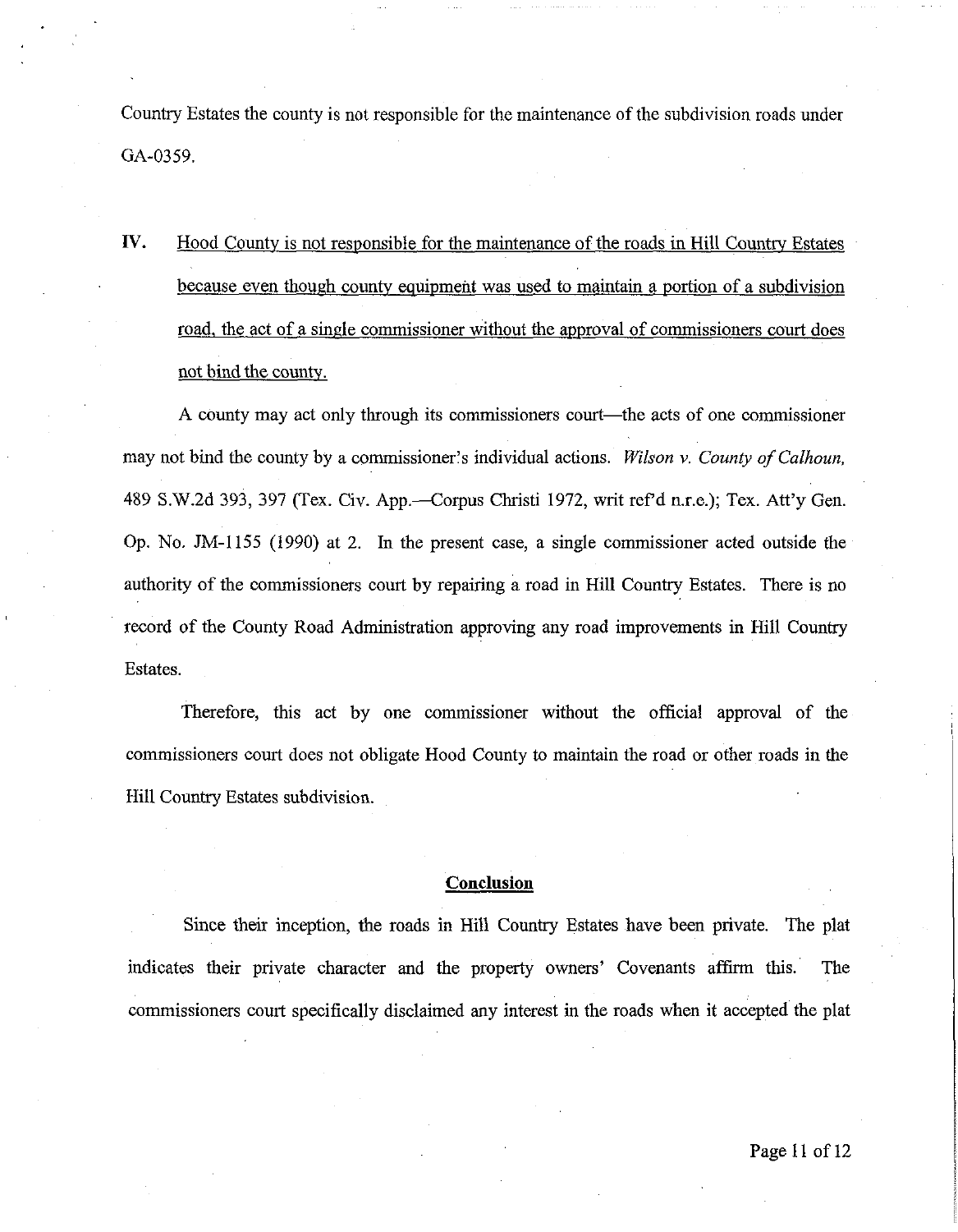Country Estates the county is not responsible for the maintenance of the subdivision roads under GA-0359.

**IV.** Hood County is not responsible for the maintenance of the roads in Hill Country Estates because even though county equipment was used to maintain a portion of a subdivision road, the act of a single commissioner without the approval of commissioners court does not bind the county.

A county may act only through its commissioners court—the acts of one commissioner may not bind the county by a commissioner's individual actions. *Wilson v. County of Calhoun*, 489 S.W.2d 393, 397 (Tex. Civ. App.—Corpus Christi 1972, writ ref'd n.r.e.); Tex. Att'y Gen. Op. No. JM-1155 (1990) at 2. In the present case, a single commissioner acted outside the authority of the commissioners court by repairing a road in Hill Country Estates. There is no record of the County Road Administration approving any road improvements in Hill Country Estates.

Therefore, this act by one commissioner without the official approval of the commissioners court does not obligate Hood County to maintain the road or other roads in the Hill Country Estates subdivision.

**Conclusion**

Since their inception, the roads in Hill Country Estates have been private. The plat indicates their private character and the property owners' Covenants affirm this. The commissioners court specifically disclaimed any interest in the roads when it accepted the plat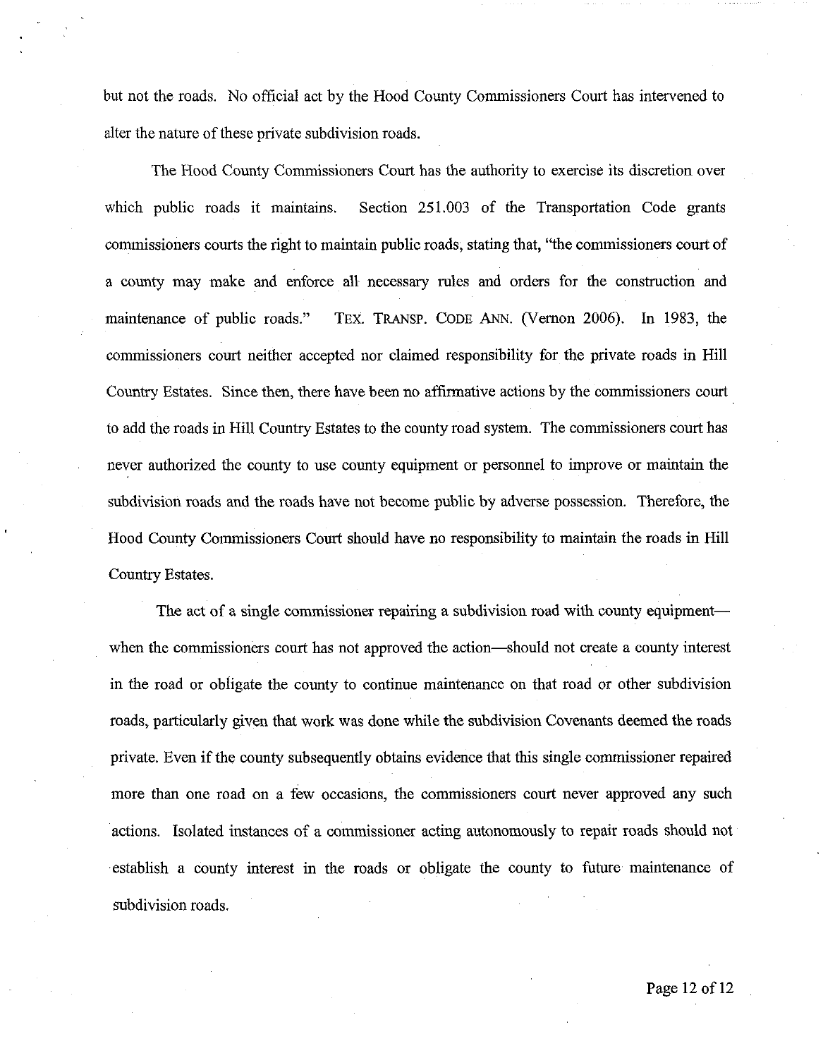but not the roads. No official act by the Hood County Commissioners Court has intervened to alter the nature of these private subdivision roads.

The Hood County Commissioners Court has the authority to exercise its discretion over which public roads it maintains. Section 251.003 of the Transportation Code grants commissioners courts the right to maintain public roads, stating that, "the commissioners court of a county may make and enforce all necessary rules and orders for the construction and maintenance of public roads." TEX. TRANSP. CODE ANN. (Vernon 2006). In 1983, the commissioners court neither accepted nor claimed responsibility for the private roads in Hill Country Estates. Since then, there have been no affirmative actions by the commissioners court to add the roads in Hill Country Estates to the county road system. The commissioners court has never authorized the county to use county equipment or personnel to improve or maintain the subdivision roads and the roads have not become public by adverse possession. Therefore, the Hood County Commissioners Court should have no responsibility to maintain the roads in Hill Country Estates.

The act of a single commissioner repairing a subdivision road with county equipment—when the commissioners court has not approved the action—should not create a county interest in the road or obligate the county to continue maintenance on that road or other subdivision roads, particularly given that work was done while the subdivision Covenants deemed the roads private. Even if the county subsequently obtains evidence that this single commissioner repaired more than one road on a few occasions, the commissioners court never approved any such actions. Isolated instances of a commissioner acting autonomously to repair roads should not establish a county interest in the roads or obligate the county to future maintenance of subdivision roads.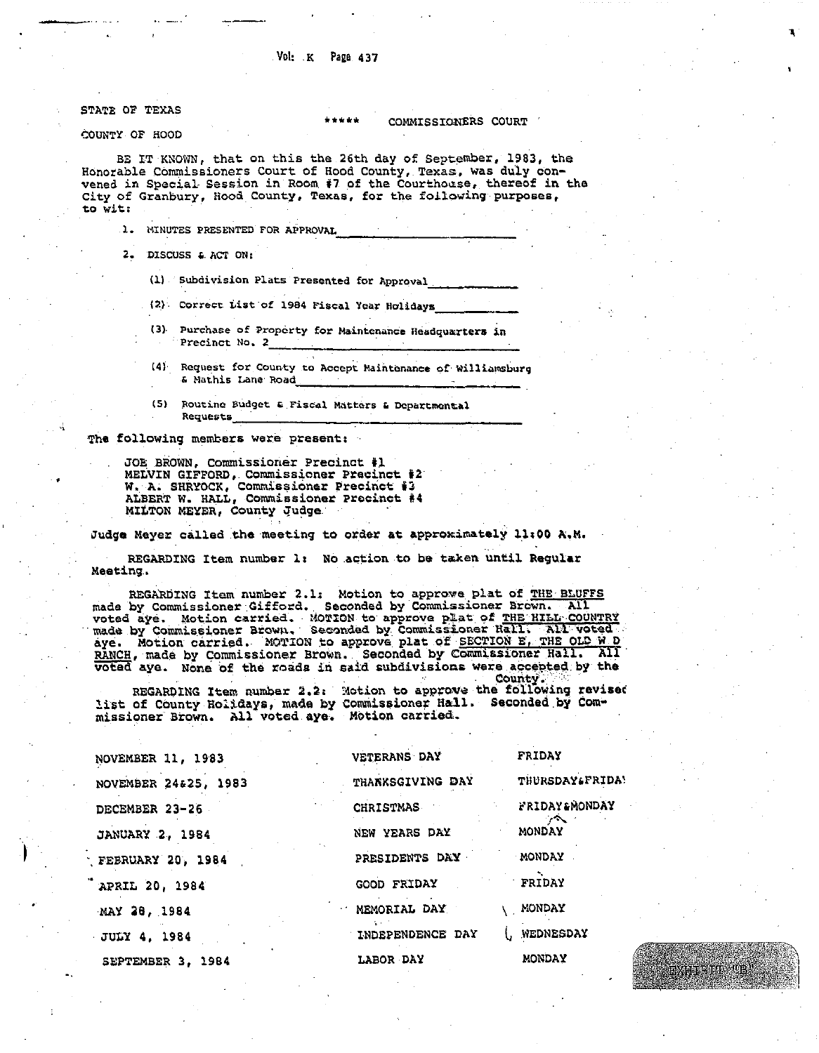STATE OF TEXAS

\*\*\*\*\* COMMISSIONERS COURT

COUNTY OF HOOD

BE IT KNOWN, that on this the 26th day of September, 1983, the Honorable Commissioners Court of Hood County, Texas, was duly convened in Special Session in Room #7 of the Courthouse, thereof in the City of Granbury, Hood County, Texas, for the following purposes, to wit:

1. MINUTES PRESENTED FOR APPROVAL\_\_\_\_\_\_\_\_\_\_\_\_\_\_\_\_\_\_\_\_

2. DISCUSS & ACT ON:

   (1) Subdivision Plats Presented for Approval\_\_\_\_\_\_\_\_\_\_

   (2) Correct List of 1984 Fiscal Year Holidays\_\_\_\_\_\_\_\_\_\_

   (3) Purchase of Property for Maintenance Headquarters in Precinct No. 2\_\_\_\_\_\_\_\_\_\_\_\_\_\_\_\_\_\_\_\_

   (4) Request for County to Accept Maintenance of Williamsburg & Mathis Lane Road\_\_\_\_\_\_\_\_\_\_\_\_\_\_\_\_\_\_\_\_

   (5) Routine Budget & Fiscal Matters & Departmental Requests\_\_\_\_\_\_\_\_\_\_\_\_\_\_\_\_\_\_\_\_

The following members were present:

JOE BROWN, Commissioner Precinct #1
MELVIN GIFFORD, Commissioner Precinct #2
W. A. SHRYOCK, Commissioner Precinct #3
ALBERT W. HALL, Commissioner Precinct #4
MILTON MEYER, County Judge

Judge Meyer called the meeting to order at approximately 11:00 A.M.

REGARDING Item number 1: No action to be taken until Regular Meeting.

REGARDING Item number 2.1: Motion to approve plat of <u>THE BLUFFS</u> made by Commissioner Gifford. Seconded by Commissioner Brown. All voted aye. Motion carried. MOTION to approve plat of <u>THE HILL COUNTRY</u> made by Commissioner Brown. Seconded by Commissioner Hall. All voted aye. Motion carried. MOTION to approve plat of <u>SECTION E, THE OLD W D RANCH</u>, made by Commissioner Brown. Seconded by Commissioner Hall. All voted aye. None of the roads in said subdivisions were accepted by the County.

REGARDING Item number 2.2: Motion to approve the following revised list of County Holidays, made by Commissioner Hall. Seconded by Commissioner Brown. All voted aye. Motion carried.

| | | |
|---|---|---|
| NOVEMBER 11, 1983 | VETERANS DAY | FRIDAY |
| NOVEMBER 24&25, 1983 | THANKSGIVING DAY | THURSDAY&FRIDAY |
| DECEMBER 23-26 | CHRISTMAS | FRIDAY&MONDAY |
| JANUARY 2, 1984 | NEW YEARS DAY | MONDAY |
| FEBRUARY 20, 1984 | PRESIDENTS DAY | MONDAY |
| APRIL 20, 1984 | GOOD FRIDAY | FRIDAY |
| MAY 28, 1984 | MEMORIAL DAY | MONDAY |
| JULY 4, 1984 | INDEPENDENCE DAY | WEDNESDAY |
| SEPTEMBER 3, 1984 | LABOR DAY | MONDAY |

EXHIBIT "B"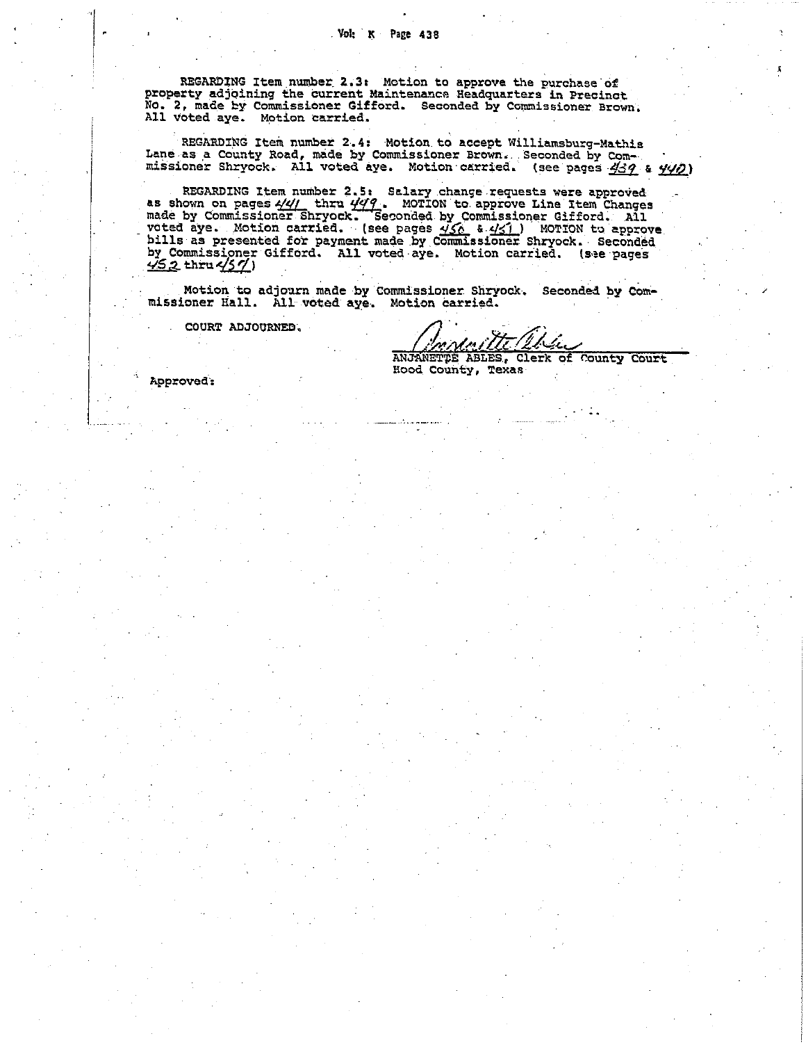REGARDING Item number 2.3: Motion to approve the purchase of property adjoining the current Maintenance Headquarters in Precinct No. 2, made by Commissioner Gifford. Seconded by Commissioner Brown. All voted aye. Motion carried.

REGARDING Item number 2.4: Motion to accept Williamsburg-Mathis Lane as a County Road, made by Commissioner Brown. Seconded by Commissioner Shryock. All voted aye. Motion carried. (see pages 439 & 440)

REGARDING Item number 2.5: Salary change requests were approved as shown on pages 441 thru 449. MOTION to approve Line Item Changes made by Commissioner Shryock. Seconded by Commissioner Gifford. All voted aye. Motion carried. (see pages 450 & 451) MOTION to approve bills as presented for payment made by Commissioner Shryock. Seconded by Commissioner Gifford. All voted aye. Motion carried. (see pages 452 thru 457)

Motion to adjourn made by Commissioner Shryock. Seconded by Commissioner Hall. All voted aye. Motion carried.

COURT ADJOURNED.

ANJANETTE ABLES, Clerk of County Court
Hood County, Texas

Approved: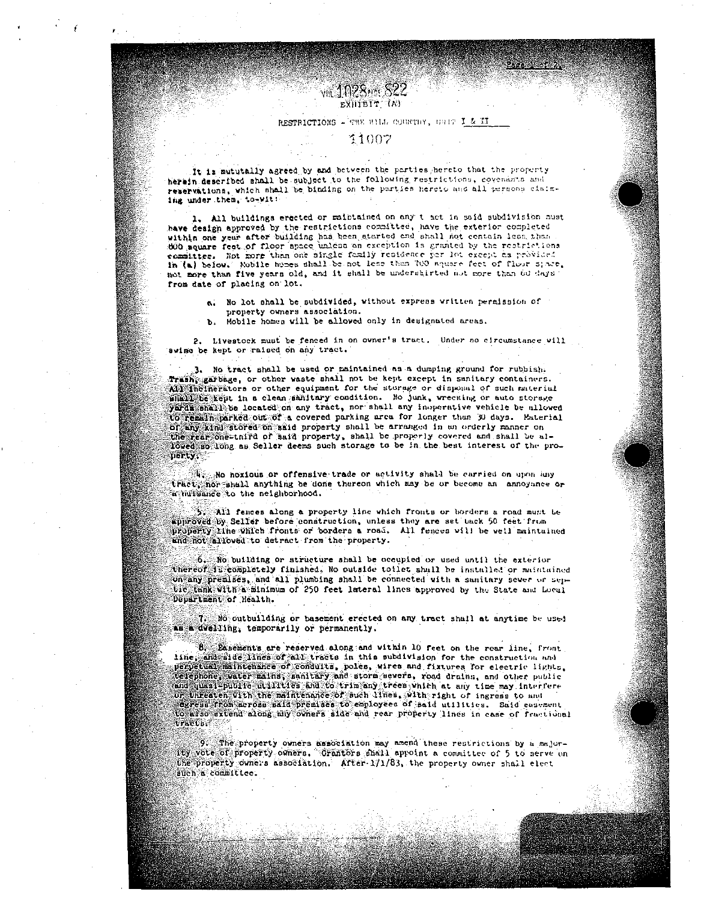VOL 1028 PAGE 822

EXHIBIT (A)

RESTRICTIONS - THE HILL COUNTRY, UNIT I & II

11007

It is mututally agreed by and between the parties hereto that the property herein described shall be subject to the following restrictions, covenants and reservations, which shall be binding on the parties hereto and all persons claiming under them, to-wit:

1. All buildings erected or maintained on any tract in said subdivision must have design approved by the restrictions committee, have the exterior completed within one year after building has been started and shall not contain less than 800 square feet of floor space unless an exception is granted by the restrictions committee. Not more than one single family residence per lot except as provided in (a) below. Mobile homes shall be not less than 700 square feet of floor space, not more than five years old, and it shall be underskirted not more than 60 days from date of placing on lot.

   a. No lot shall be subdivided, without express written permission of property owners association.
   b. Mobile homes will be allowed only in designated areas.

2. Livestock must be fenced in on owner's tract. Under no circumstance will swine be kept or raised on any tract.

3. No tract shall be used or maintained as a dumping ground for rubbish. Trash, garbage, or other waste shall not be kept except in sanitary containers. All incinerators or other equipment for the storage or disposal of such material shall be kept in a clean sanitary condition. No junk, wrecking or auto storage yards shall be located on any tract, nor shall any inoperative vehicle be allowed to remain parked out of a covered parking area for longer than 30 days. Material of any kind stored on said property shall be arranged in an orderly manner on the rear one-third of said property, shall be properly covered and shall be allowed so long as Seller deems such storage to be in the best interest of the property.

4. No noxious or offensive trade or activity shall be carried on upon any tract, nor shall anything be done thereon which may be or become an annoyance or a nuisance to the neighborhood.

5. All fences along a property line which fronts or borders a road must be approved by Seller before construction, unless they are set back 50 feet from property line which fronts or borders a road. All fences will be well maintained and not allowed to detract from the property.

6. No building or structure shall be occupied or used until the exterior thereof is completely finished. No outside toilet shall be installed or maintained on any premises, and all plumbing shall be connected with a sanitary sewer or septic tank with a minimum of 250 feet lateral lines approved by the State and Local Department of Health.

7. No outbuilding or basement erected on any tract shall at anytime be used as a dwelling, temporarily or permanently.

8. Easements are reserved along and within 10 feet on the rear line, front line, and side lines of all tracts in this subdivision for the construction and perpetual maintenance of conduits, poles, wires and fixtures for electric lights, telephone, water mains, sanitary and storm sewers, road drains, and other public and quasi-public utilities and to trim any trees which at any time may interfere or threaten with the maintenance of such lines, with right of ingress to and egress from across said premises to employees of said utilities. Said easement to also extend along any owners side and rear property lines in case of fractional tracts.

9. The property owners association may amend these restrictions by a majority vote of property owners. Grantors shall appoint a committee of 5 to serve on the property owners association. After 1/1/83, the property owner shall elect such a committee.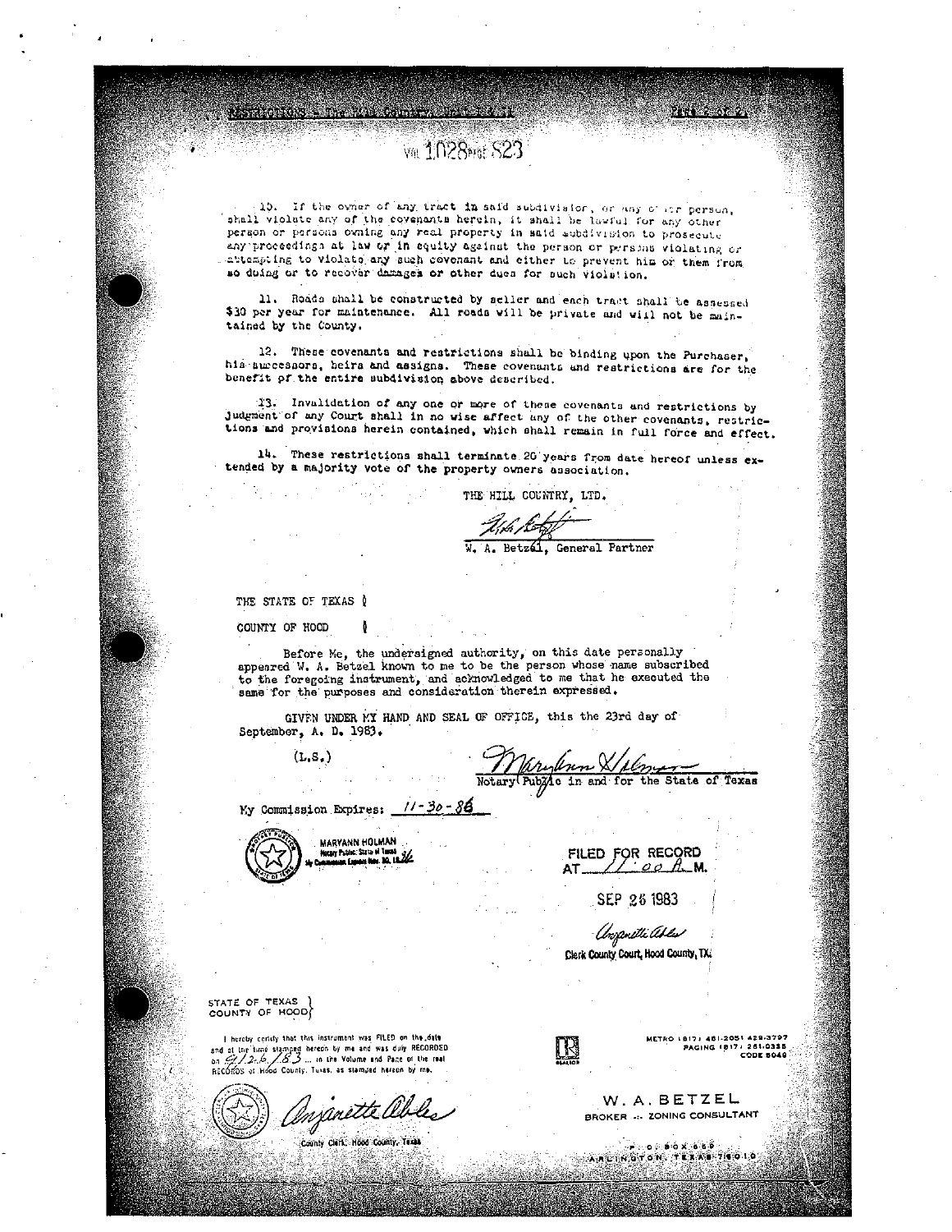Vol 1028 Page 823

10. If the owner of any tract in said subdivision, or any other person, shall violate any of the covenants herein, it shall be lawful for any other person or persons owning any real property in said subdivision to prosecute any proceedings at law or in equity against the person or persons violating or attempting to violate any such covenant and either to prevent him or them from so doing or to recover damages or other dues for such violation.

11. Roads shall be constructed by seller and each tract shall be assessed $30 per year for maintenance. All roads will be private and will not be maintained by the County.

12. These covenants and restrictions shall be binding upon the Purchaser, his successors, heirs and assigns. These covenants and restrictions are for the benefit of the entire subdivision above described.

13. Invalidation of any one or more of these covenants and restrictions by Judgment of any Court shall in no wise affect any of the other covenants, restrictions and provisions herein contained, which shall remain in full force and effect.

14. These restrictions shall terminate 20 years from date hereof unless extended by a majority vote of the property owners association.

THE HILL COUNTRY, LTD.

W. A. Betzel, General Partner

THE STATE OF TEXAS

COUNTY OF HOOD

Before Me, the undersigned authority, on this date personally appeared W. A. Betzel known to me to be the person whose name subscribed to the foregoing instrument, and acknowledged to me that he executed the same for the purposes and consideration therein expressed.

GIVEN UNDER MY HAND AND SEAL OF OFFICE, this the 23rd day of September, A. D. 1983.

(L.S.)

Notary Public in and for the State of Texas

My Commission Expires: 11-30-86

MARYANN HOLMAN
Notary Public, State of Texas
My Commission Expires Nov. 30, 1986

FILED FOR RECORD
AT 11:00 A.M.

SEP 26 1983

Clerk County Court, Hood County, TX.

STATE OF TEXAS
COUNTY OF HOOD

I hereby certify that this instrument was FILED on the date and at the time stamped hereon by me and was duly RECORDED on 9/26/83 ... in the Volume and Page of the real RECORDS of Hood County, Texas, as stamped hereon by me.

County Clerk, Hood County, Texas

METRO (817) 461-2051 429-3797
PAGING (817) 261-0335
CODE 5049

W. A. BETZEL
BROKER -- ZONING CONSULTANT

P. O. BOX 689
ARLINGTON, TEXAS 76010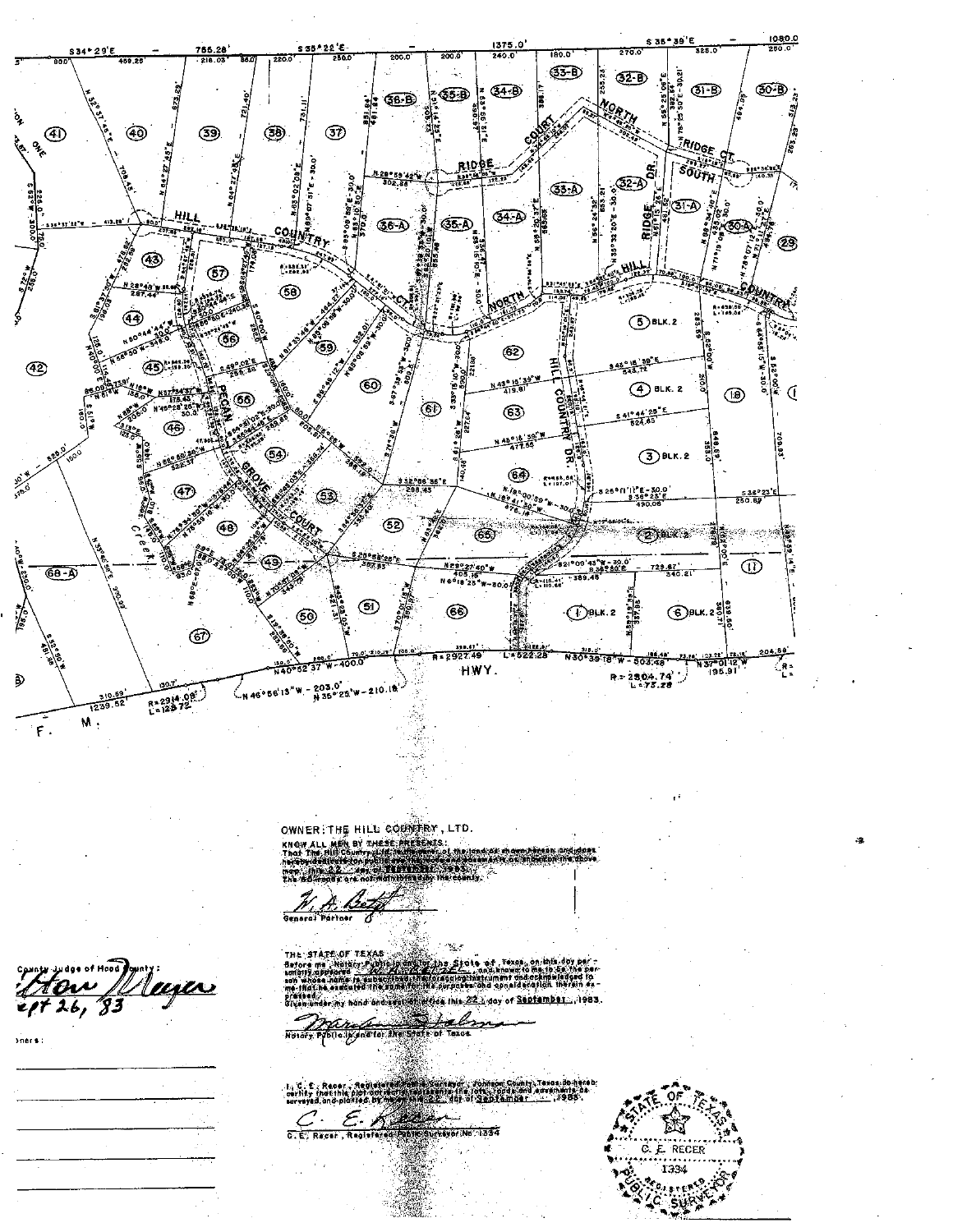S 34° 29' E — 755.28' — S 35° 22' E — 1375.0' — S 35° 39' E — 1080.0'

HILL COUNTRY CT.

NORTH RIDGE COURT

NORTH RIDGE CT. SOUTH

RIDGE HILL DR.

HILL COUNTRY DR.

PECAN GROVE COURT

Creek

F. M. HWY.

OWNER: THE HILL COUNTRY, LTD.

KNOW ALL MEN BY THESE PRESENTS:
That The Hill Country Ltd. is owner of the land as shown hereon and does hereby dedicate to public use the roads and easements as shown on the above map, this 22 day of September, 1983.
The 60' roads are not maintained by the county.

W. A. Betz
General Partner

THE STATE OF TEXAS
Before me, Notary Public in and for the State of Texas, on this day personally appeared W. A. Betz, and known to me to be the person whose name is subscribed to the foregoing instrument and acknowledged to me that he executed the same for the purposes and consideration therein expressed.
Given under my hand and seal of office this 22 day of September, 1983.

Notary Public in and for the State of Texas

I, C. E. Recer, Registered Public Surveyor, Johnson County, Texas do hereby certify that this plat correctly represents the lots, roads and easements as surveyed and platted by me this 22 day of September, 1983.

C. E. Recer
C. E. Recer, Registered Public Surveyor No. 1334

STATE OF TEXAS
C. E. RECER
1334
REGISTERED PUBLIC SURVEYOR

County Judge of Hood County:
Milton Meyer
Sept 26, 83

Commissioners: